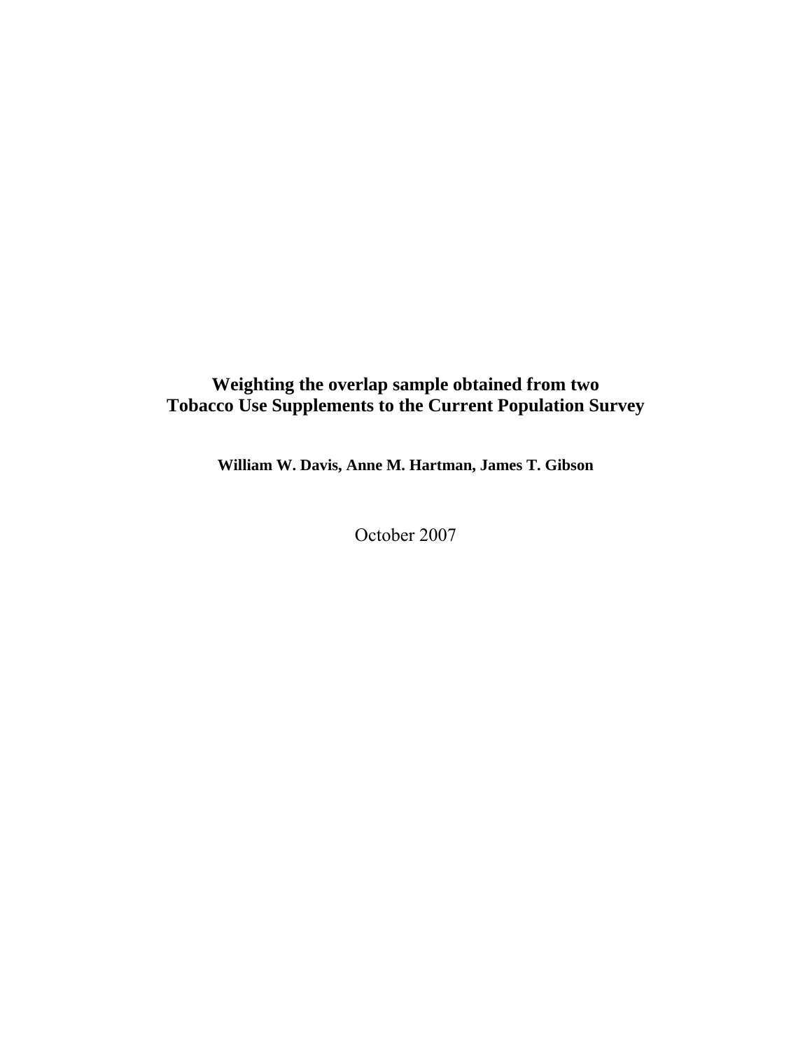# Weighting the overlap sample obtained from two Tobacco Use Supplements to the Current Population Survey

**William W. Davis, Anne M. Hartman, James T. Gibson**

October 2007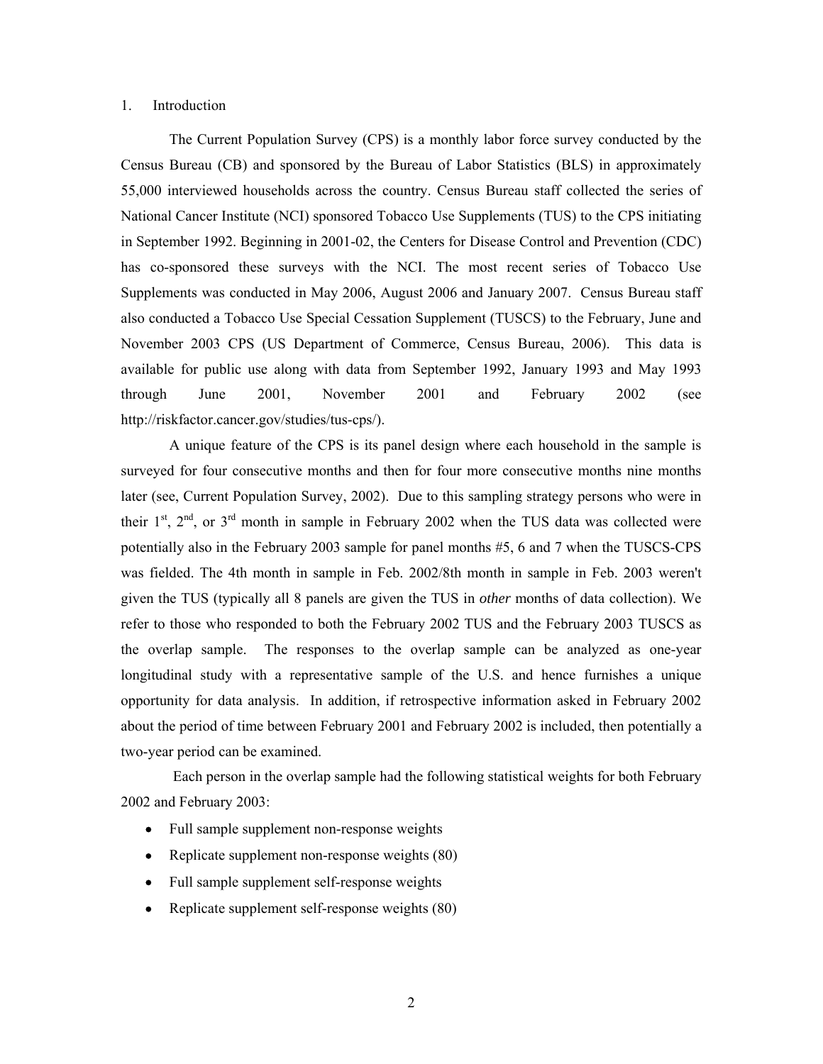## 1. Introduction

The Current Population Survey (CPS) is a monthly labor force survey conducted by the Census Bureau (CB) and sponsored by the Bureau of Labor Statistics (BLS) in approximately 55,000 interviewed households across the country. Census Bureau staff collected the series of National Cancer Institute (NCI) sponsored Tobacco Use Supplements (TUS) to the CPS initiating in September 1992. Beginning in 2001-02, the Centers for Disease Control and Prevention (CDC) has co-sponsored these surveys with the NCI. The most recent series of Tobacco Use Supplements was conducted in May 2006, August 2006 and January 2007. Census Bureau staff also conducted a Tobacco Use Special Cessation Supplement (TUSCS) to the February, June and November 2003 CPS (US Department of Commerce, Census Bureau, 2006). This data is available for public use along with data from September 1992, January 1993 and May 1993 through June 2001, November 2001 and February 2002 (see http://riskfactor.cancer.gov/studies/tus-cps/).

A unique feature of the CPS is its panel design where each household in the sample is surveyed for four consecutive months and then for four more consecutive months nine months later (see, Current Population Survey, 2002). Due to this sampling strategy persons who were in their 1st, 2nd, or 3rd month in sample in February 2002 when the TUS data was collected were potentially also in the February 2003 sample for panel months #5, 6 and 7 when the TUSCS-CPS was fielded. The 4th month in sample in Feb. 2002/8th month in sample in Feb. 2003 weren't given the TUS (typically all 8 panels are given the TUS in *other* months of data collection). We refer to those who responded to both the February 2002 TUS and the February 2003 TUSCS as the overlap sample. The responses to the overlap sample can be analyzed as one-year longitudinal study with a representative sample of the U.S. and hence furnishes a unique opportunity for data analysis. In addition, if retrospective information asked in February 2002 about the period of time between February 2001 and February 2002 is included, then potentially a two-year period can be examined.

Each person in the overlap sample had the following statistical weights for both February 2002 and February 2003:

- Full sample supplement non-response weights
- Replicate supplement non-response weights (80)
- Full sample supplement self-response weights
- Replicate supplement self-response weights (80)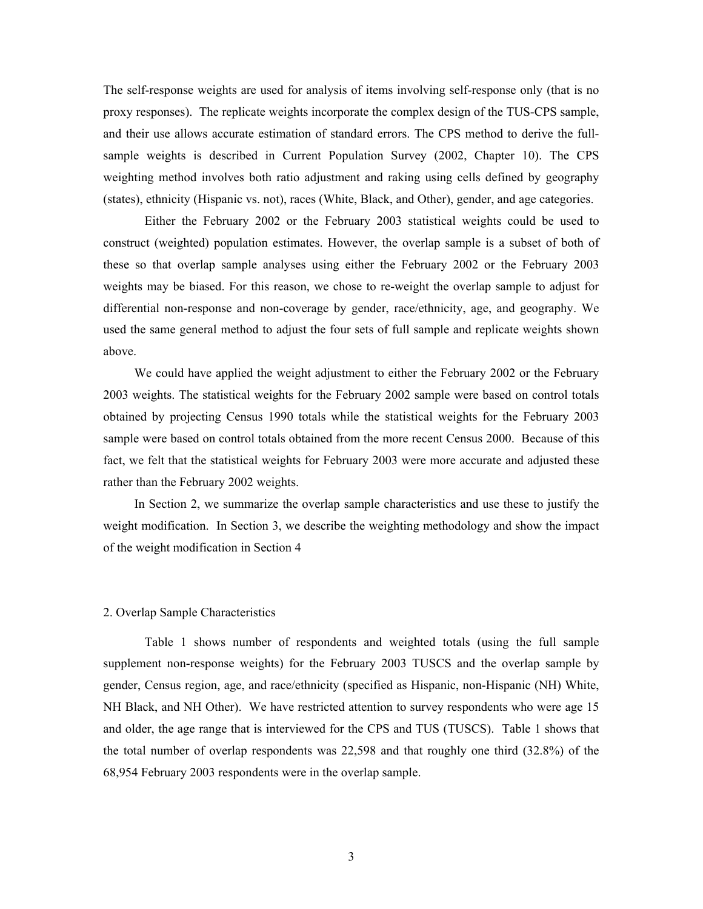The self-response weights are used for analysis of items involving self-response only (that is no proxy responses). The replicate weights incorporate the complex design of the TUS-CPS sample, and their use allows accurate estimation of standard errors. The CPS method to derive the full-sample weights is described in Current Population Survey (2002, Chapter 10). The CPS weighting method involves both ratio adjustment and raking using cells defined by geography (states), ethnicity (Hispanic vs. not), races (White, Black, and Other), gender, and age categories.

Either the February 2002 or the February 2003 statistical weights could be used to construct (weighted) population estimates. However, the overlap sample is a subset of both of these so that overlap sample analyses using either the February 2002 or the February 2003 weights may be biased. For this reason, we chose to re-weight the overlap sample to adjust for differential non-response and non-coverage by gender, race/ethnicity, age, and geography. We used the same general method to adjust the four sets of full sample and replicate weights shown above.

We could have applied the weight adjustment to either the February 2002 or the February 2003 weights. The statistical weights for the February 2002 sample were based on control totals obtained by projecting Census 1990 totals while the statistical weights for the February 2003 sample were based on control totals obtained from the more recent Census 2000. Because of this fact, we felt that the statistical weights for February 2003 were more accurate and adjusted these rather than the February 2002 weights.

In Section 2, we summarize the overlap sample characteristics and use these to justify the weight modification. In Section 3, we describe the weighting methodology and show the impact of the weight modification in Section 4

## 2. Overlap Sample Characteristics

Table 1 shows number of respondents and weighted totals (using the full sample supplement non-response weights) for the February 2003 TUSCS and the overlap sample by gender, Census region, age, and race/ethnicity (specified as Hispanic, non-Hispanic (NH) White, NH Black, and NH Other). We have restricted attention to survey respondents who were age 15 and older, the age range that is interviewed for the CPS and TUS (TUSCS). Table 1 shows that the total number of overlap respondents was 22,598 and that roughly one third (32.8%) of the 68,954 February 2003 respondents were in the overlap sample.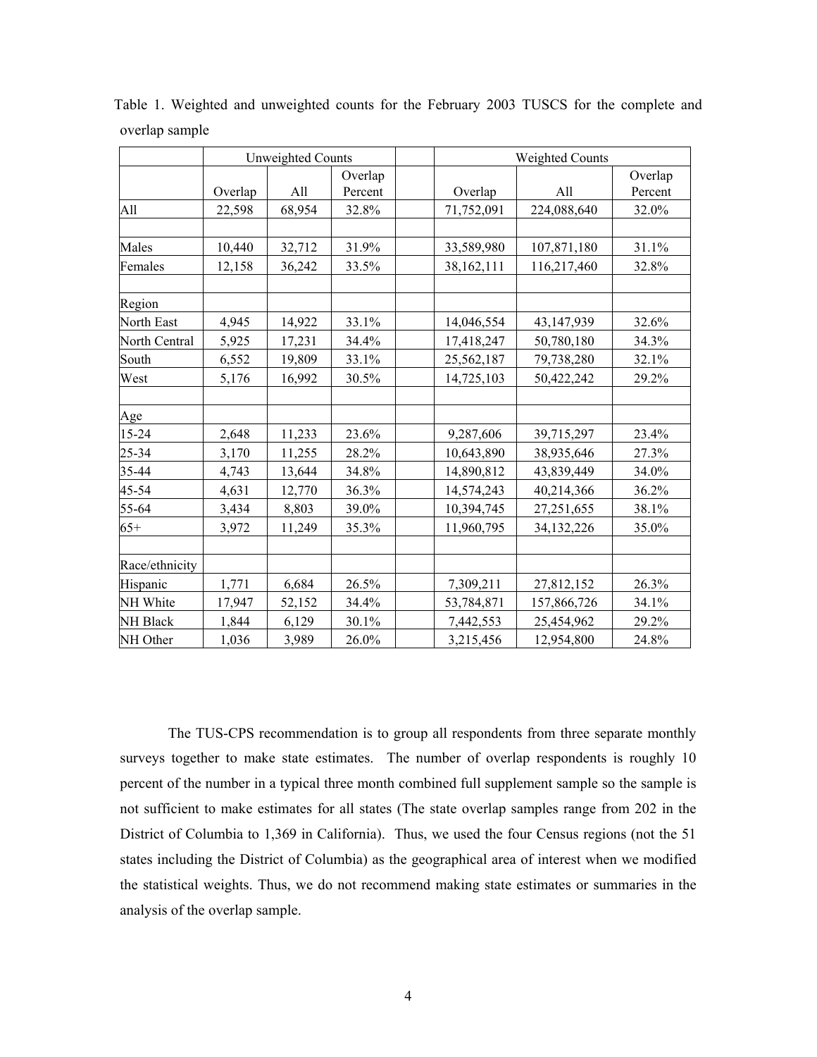Table 1. Weighted and unweighted counts for the February 2003 TUSCS for the complete and overlap sample

| | Unweighted Counts | | | | Weighted Counts | | |
|---|---|---|---|---|---|---|---|
| | Overlap | All | Overlap Percent | | Overlap | All | Overlap Percent |
| All | 22,598 | 68,954 | 32.8% | | 71,752,091 | 224,088,640 | 32.0% |
| | | | | | | | |
| Males | 10,440 | 32,712 | 31.9% | | 33,589,980 | 107,871,180 | 31.1% |
| Females | 12,158 | 36,242 | 33.5% | | 38,162,111 | 116,217,460 | 32.8% |
| | | | | | | | |
| Region | | | | | | | |
| North East | 4,945 | 14,922 | 33.1% | | 14,046,554 | 43,147,939 | 32.6% |
| North Central | 5,925 | 17,231 | 34.4% | | 17,418,247 | 50,780,180 | 34.3% |
| South | 6,552 | 19,809 | 33.1% | | 25,562,187 | 79,738,280 | 32.1% |
| West | 5,176 | 16,992 | 30.5% | | 14,725,103 | 50,422,242 | 29.2% |
| | | | | | | | |
| Age | | | | | | | |
| 15-24 | 2,648 | 11,233 | 23.6% | | 9,287,606 | 39,715,297 | 23.4% |
| 25-34 | 3,170 | 11,255 | 28.2% | | 10,643,890 | 38,935,646 | 27.3% |
| 35-44 | 4,743 | 13,644 | 34.8% | | 14,890,812 | 43,839,449 | 34.0% |
| 45-54 | 4,631 | 12,770 | 36.3% | | 14,574,243 | 40,214,366 | 36.2% |
| 55-64 | 3,434 | 8,803 | 39.0% | | 10,394,745 | 27,251,655 | 38.1% |
| 65+ | 3,972 | 11,249 | 35.3% | | 11,960,795 | 34,132,226 | 35.0% |
| | | | | | | | |
| Race/ethnicity | | | | | | | |
| Hispanic | 1,771 | 6,684 | 26.5% | | 7,309,211 | 27,812,152 | 26.3% |
| NH White | 17,947 | 52,152 | 34.4% | | 53,784,871 | 157,866,726 | 34.1% |
| NH Black | 1,844 | 6,129 | 30.1% | | 7,442,553 | 25,454,962 | 29.2% |
| NH Other | 1,036 | 3,989 | 26.0% | | 3,215,456 | 12,954,800 | 24.8% |

The TUS-CPS recommendation is to group all respondents from three separate monthly surveys together to make state estimates. The number of overlap respondents is roughly 10 percent of the number in a typical three month combined full supplement sample so the sample is not sufficient to make estimates for all states (The state overlap samples range from 202 in the District of Columbia to 1,369 in California). Thus, we used the four Census regions (not the 51 states including the District of Columbia) as the geographical area of interest when we modified the statistical weights. Thus, we do not recommend making state estimates or summaries in the analysis of the overlap sample.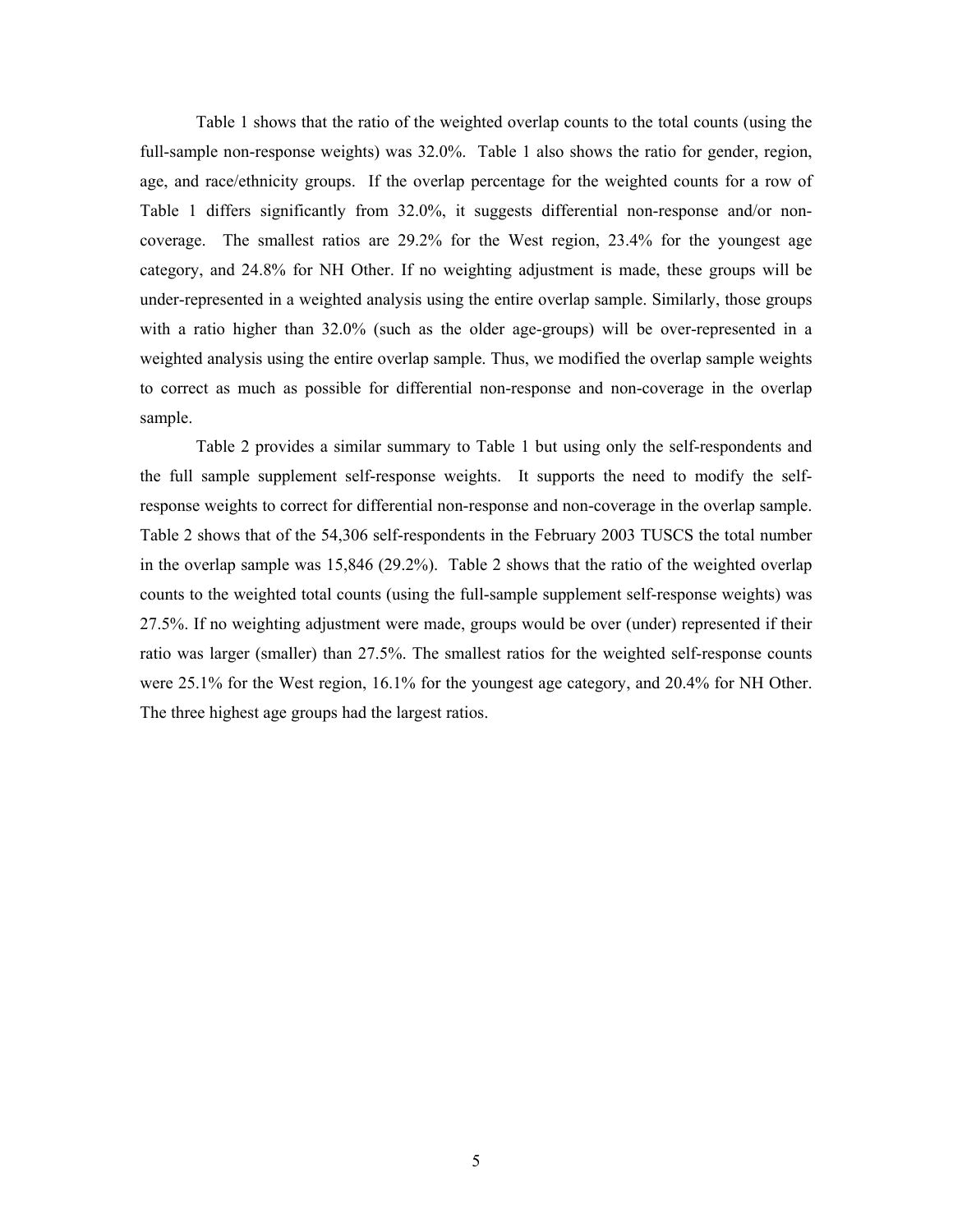Table 1 shows that the ratio of the weighted overlap counts to the total counts (using the full-sample non-response weights) was 32.0%. Table 1 also shows the ratio for gender, region, age, and race/ethnicity groups. If the overlap percentage for the weighted counts for a row of Table 1 differs significantly from 32.0%, it suggests differential non-response and/or non-coverage. The smallest ratios are 29.2% for the West region, 23.4% for the youngest age category, and 24.8% for NH Other. If no weighting adjustment is made, these groups will be under-represented in a weighted analysis using the entire overlap sample. Similarly, those groups with a ratio higher than 32.0% (such as the older age-groups) will be over-represented in a weighted analysis using the entire overlap sample. Thus, we modified the overlap sample weights to correct as much as possible for differential non-response and non-coverage in the overlap sample.

Table 2 provides a similar summary to Table 1 but using only the self-respondents and the full sample supplement self-response weights. It supports the need to modify the self-response weights to correct for differential non-response and non-coverage in the overlap sample. Table 2 shows that of the 54,306 self-respondents in the February 2003 TUSCS the total number in the overlap sample was 15,846 (29.2%). Table 2 shows that the ratio of the weighted overlap counts to the weighted total counts (using the full-sample supplement self-response weights) was 27.5%. If no weighting adjustment were made, groups would be over (under) represented if their ratio was larger (smaller) than 27.5%. The smallest ratios for the weighted self-response counts were 25.1% for the West region, 16.1% for the youngest age category, and 20.4% for NH Other. The three highest age groups had the largest ratios.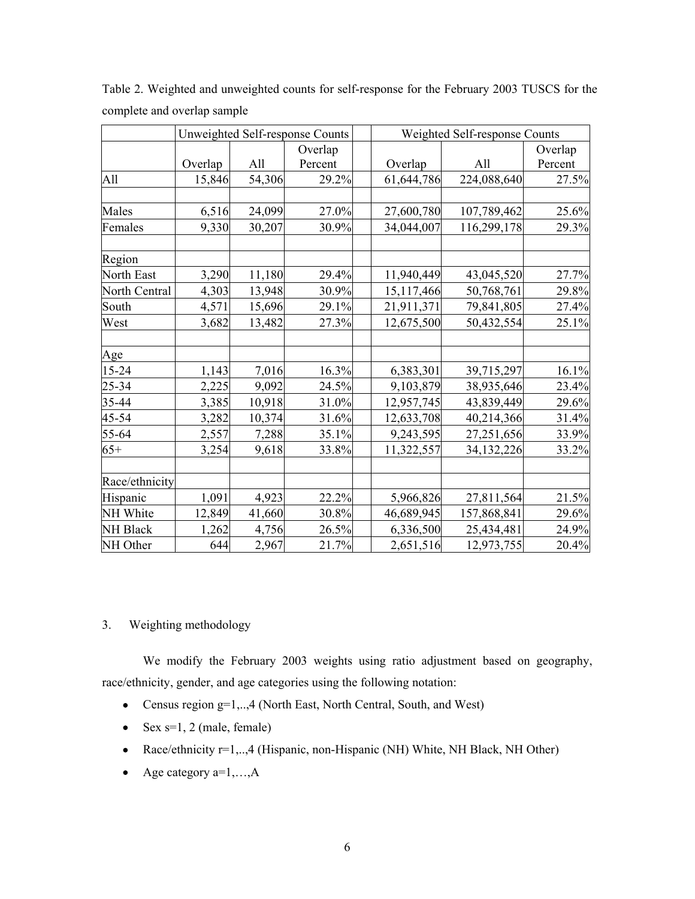Table 2. Weighted and unweighted counts for self-response for the February 2003 TUSCS for the complete and overlap sample

| | Unweighted Self-response Counts | | | | Weighted Self-response Counts | | |
|---|---|---|---|---|---|---|---|
| | Overlap | All | Overlap Percent | | Overlap | All | Overlap Percent |
| All | 15,846 | 54,306 | 29.2% | | 61,644,786 | 224,088,640 | 27.5% |
| | | | | | | | |
| Males | 6,516 | 24,099 | 27.0% | | 27,600,780 | 107,789,462 | 25.6% |
| Females | 9,330 | 30,207 | 30.9% | | 34,044,007 | 116,299,178 | 29.3% |
| | | | | | | | |
| Region | | | | | | | |
| North East | 3,290 | 11,180 | 29.4% | | 11,940,449 | 43,045,520 | 27.7% |
| North Central | 4,303 | 13,948 | 30.9% | | 15,117,466 | 50,768,761 | 29.8% |
| South | 4,571 | 15,696 | 29.1% | | 21,911,371 | 79,841,805 | 27.4% |
| West | 3,682 | 13,482 | 27.3% | | 12,675,500 | 50,432,554 | 25.1% |
| | | | | | | | |
| Age | | | | | | | |
| 15-24 | 1,143 | 7,016 | 16.3% | | 6,383,301 | 39,715,297 | 16.1% |
| 25-34 | 2,225 | 9,092 | 24.5% | | 9,103,879 | 38,935,646 | 23.4% |
| 35-44 | 3,385 | 10,918 | 31.0% | | 12,957,745 | 43,839,449 | 29.6% |
| 45-54 | 3,282 | 10,374 | 31.6% | | 12,633,708 | 40,214,366 | 31.4% |
| 55-64 | 2,557 | 7,288 | 35.1% | | 9,243,595 | 27,251,656 | 33.9% |
| 65+ | 3,254 | 9,618 | 33.8% | | 11,322,557 | 34,132,226 | 33.2% |
| | | | | | | | |
| Race/ethnicity | | | | | | | |
| Hispanic | 1,091 | 4,923 | 22.2% | | 5,966,826 | 27,811,564 | 21.5% |
| NH White | 12,849 | 41,660 | 30.8% | | 46,689,945 | 157,868,841 | 29.6% |
| NH Black | 1,262 | 4,756 | 26.5% | | 6,336,500 | 25,434,481 | 24.9% |
| NH Other | 644 | 2,967 | 21.7% | | 2,651,516 | 12,973,755 | 20.4% |

## 3. Weighting methodology

We modify the February 2003 weights using ratio adjustment based on geography, race/ethnicity, gender, and age categories using the following notation:

- Census region $g=1,..,4$ (North East, North Central, South, and West)
- Sex $s=1, 2$ (male, female)
- Race/ethnicity $r=1,..,4$ (Hispanic, non-Hispanic (NH) White, NH Black, NH Other)
- Age category $a=1,\ldots,A$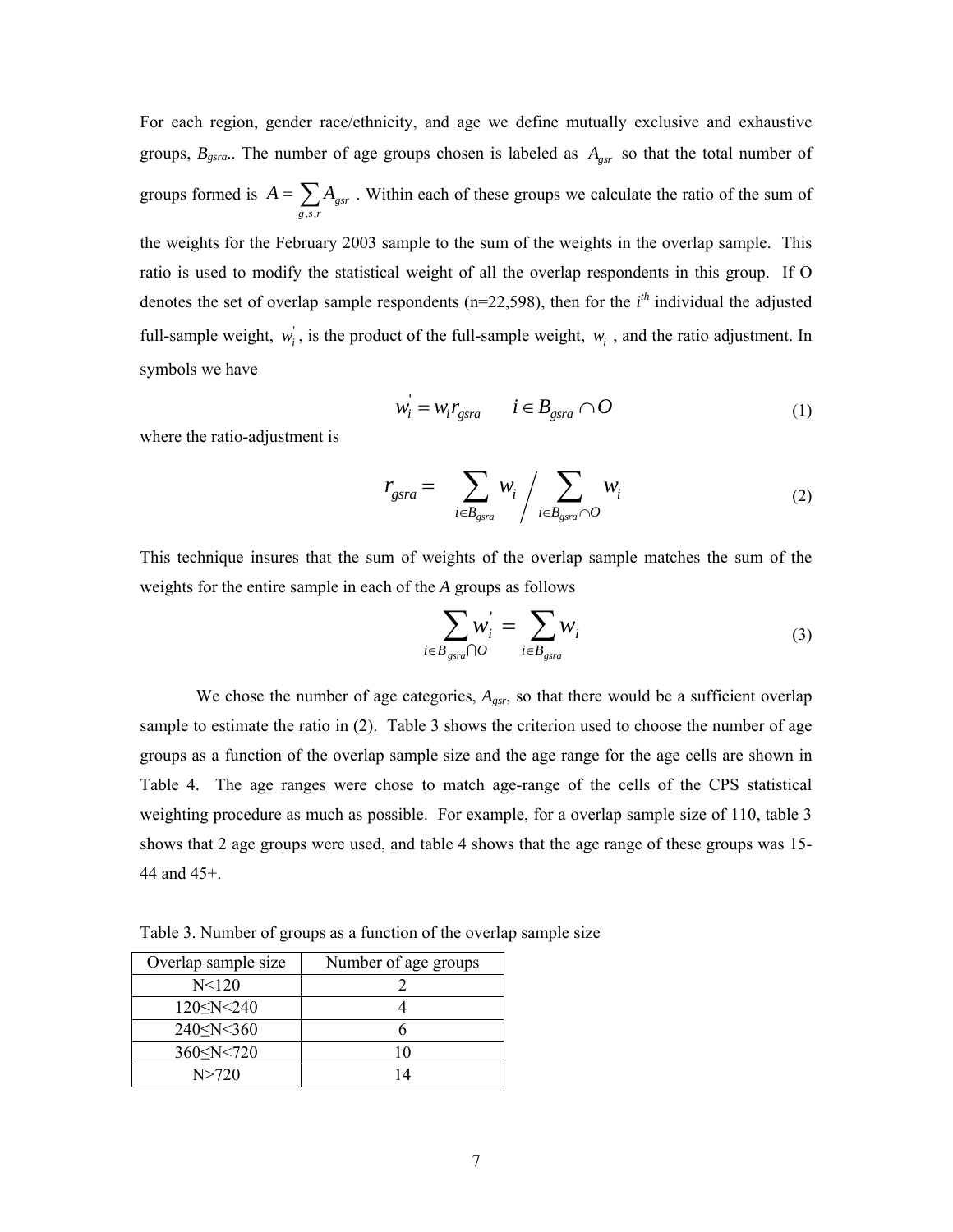For each region, gender race/ethnicity, and age we define mutually exclusive and exhaustive groups, $B_{gsra}$.. The number of age groups chosen is labeled as $A_{gsr}$ so that the total number of groups formed is $A = \sum_{g,s,r} A_{gsr}$ . Within each of these groups we calculate the ratio of the sum of the weights for the February 2003 sample to the sum of the weights in the overlap sample. This ratio is used to modify the statistical weight of all the overlap respondents in this group. If O denotes the set of overlap sample respondents (n=22,598), then for the $i^{th}$ individual the adjusted full-sample weight, $w_i^{'}$, is the product of the full-sample weight, $w_i$ , and the ratio adjustment. In symbols we have

$$w_i^{'} = w_i r_{gsra} \qquad i \in B_{gsra} \cap O \tag{1}$$

where the ratio-adjustment is

$$r_{gsra} = \sum_{i \in B_{gsra}} w_i \Big/ \sum_{i \in B_{gsra} \cap O} w_i \tag{2}$$

This technique insures that the sum of weights of the overlap sample matches the sum of the weights for the entire sample in each of the *A* groups as follows

$$\sum_{i \in B_{gsra} \cap O} w_i^{'} = \sum_{i \in B_{gsra}} w_i \tag{3}$$

We chose the number of age categories, $A_{gsr}$, so that there would be a sufficient overlap sample to estimate the ratio in (2). Table 3 shows the criterion used to choose the number of age groups as a function of the overlap sample size and the age range for the age cells are shown in Table 4. The age ranges were chose to match age-range of the cells of the CPS statistical weighting procedure as much as possible. For example, for a overlap sample size of 110, table 3 shows that 2 age groups were used, and table 4 shows that the age range of these groups was 15-44 and 45+.

Table 3. Number of groups as a function of the overlap sample size

| Overlap sample size | Number of age groups |
|---|---|
| N<120 | 2 |
| 120≤N<240 | 4 |
| 240≤N<360 | 6 |
| 360≤N<720 | 10 |
| N>720 | 14 |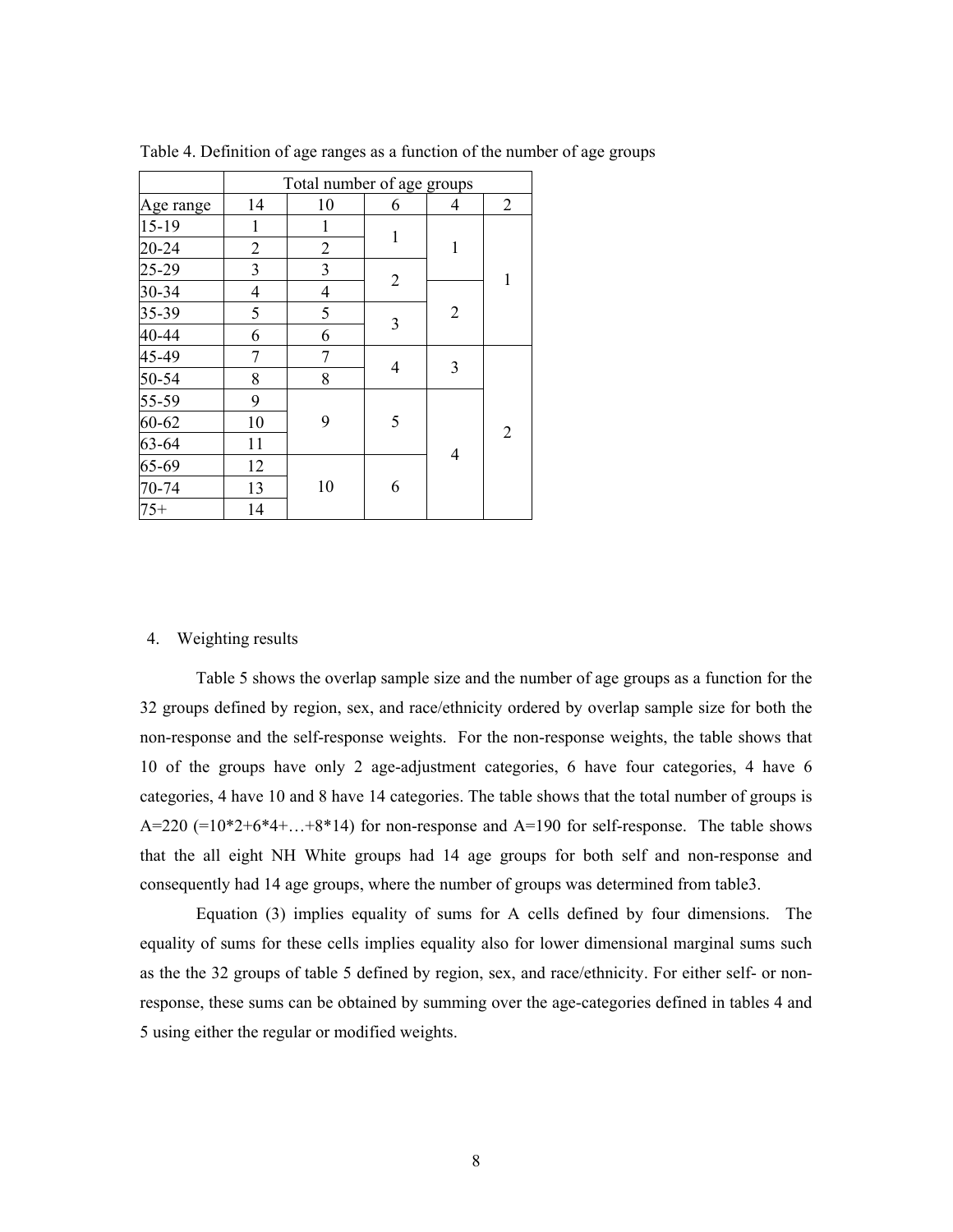Table 4. Definition of age ranges as a function of the number of age groups

| | Total number of age groups | | | | |
|---|---|---|---|---|---|
| Age range | 14 | 10 | 6 | 4 | 2 |
| 15-19 | 1 | 1 | 1 | 1 | 1 |
| 20-24 | 2 | 2 | | | |
| 25-29 | 3 | 3 | 2 | | |
| 30-34 | 4 | 4 | | 2 | |
| 35-39 | 5 | 5 | 3 | | |
| 40-44 | 6 | 6 | | | |
| 45-49 | 7 | 7 | 4 | 3 | 2 |
| 50-54 | 8 | 8 | | | |
| 55-59 | 9 | 9 | 5 | 4 | |
| 60-62 | 10 | | | | |
| 63-64 | 11 | | | | |
| 65-69 | 12 | 10 | 6 | | |
| 70-74 | 13 | | | | |
| 75+ | 14 | | | | |

4. Weighting results

Table 5 shows the overlap sample size and the number of age groups as a function for the 32 groups defined by region, sex, and race/ethnicity ordered by overlap sample size for both the non-response and the self-response weights. For the non-response weights, the table shows that 10 of the groups have only 2 age-adjustment categories, 6 have four categories, 4 have 6 categories, 4 have 10 and 8 have 14 categories. The table shows that the total number of groups is A=220 (=10*2+6*4+…+8*14) for non-response and A=190 for self-response. The table shows that the all eight NH White groups had 14 age groups for both self and non-response and consequently had 14 age groups, where the number of groups was determined from table3.

Equation (3) implies equality of sums for A cells defined by four dimensions. The equality of sums for these cells implies equality also for lower dimensional marginal sums such as the the 32 groups of table 5 defined by region, sex, and race/ethnicity. For either self- or non-response, these sums can be obtained by summing over the age-categories defined in tables 4 and 5 using either the regular or modified weights.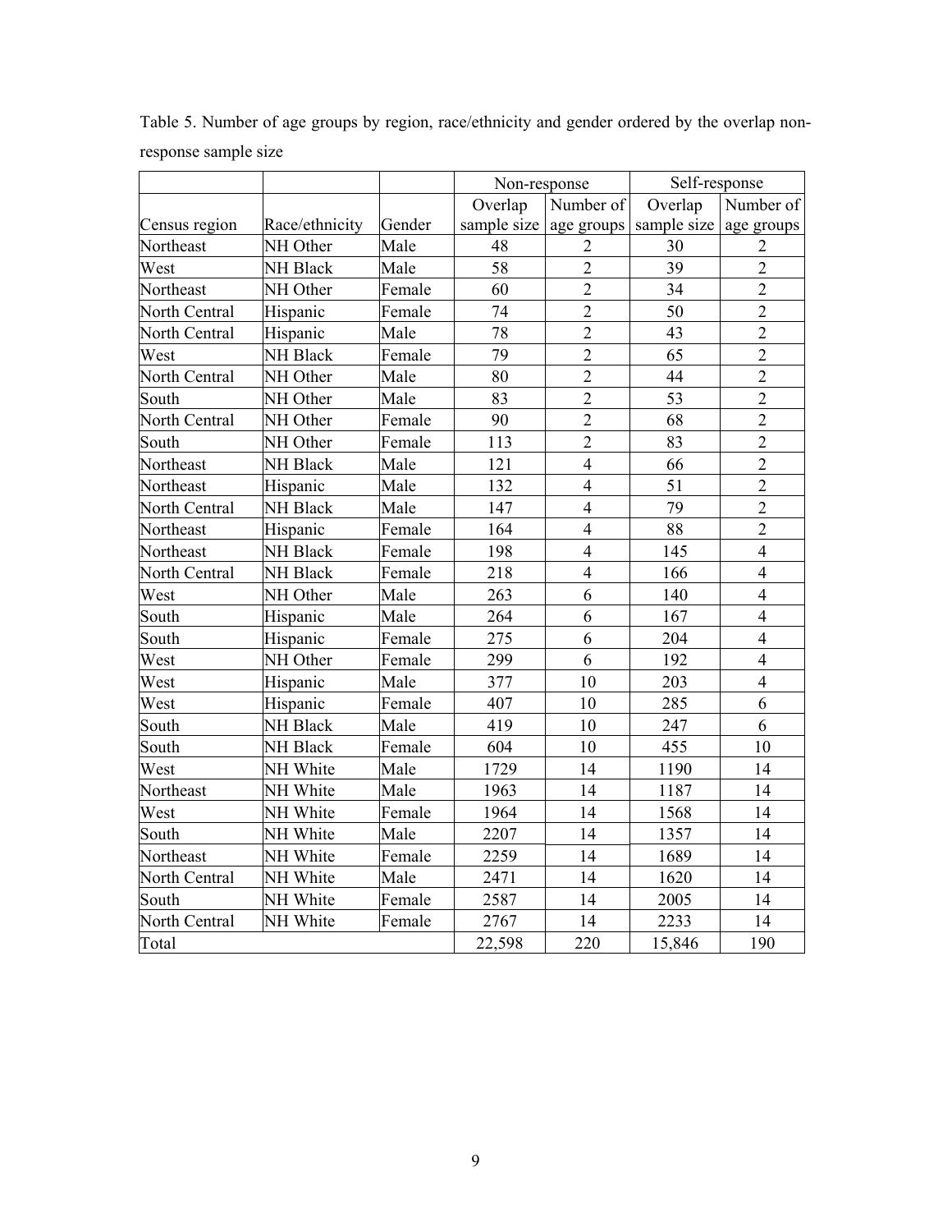Table 5. Number of age groups by region, race/ethnicity and gender ordered by the overlap non-response sample size

| | | | Non-response | | Self-response | |
|---|---|---|---|---|---|---|
| Census region | Race/ethnicity | Gender | Overlap sample size | Number of age groups | Overlap sample size | Number of age groups |
| Northeast | NH Other | Male | 48 | 2 | 30 | 2 |
| West | NH Black | Male | 58 | 2 | 39 | 2 |
| Northeast | NH Other | Female | 60 | 2 | 34 | 2 |
| North Central | Hispanic | Female | 74 | 2 | 50 | 2 |
| North Central | Hispanic | Male | 78 | 2 | 43 | 2 |
| West | NH Black | Female | 79 | 2 | 65 | 2 |
| North Central | NH Other | Male | 80 | 2 | 44 | 2 |
| South | NH Other | Male | 83 | 2 | 53 | 2 |
| North Central | NH Other | Female | 90 | 2 | 68 | 2 |
| South | NH Other | Female | 113 | 2 | 83 | 2 |
| Northeast | NH Black | Male | 121 | 4 | 66 | 2 |
| Northeast | Hispanic | Male | 132 | 4 | 51 | 2 |
| North Central | NH Black | Male | 147 | 4 | 79 | 2 |
| Northeast | Hispanic | Female | 164 | 4 | 88 | 2 |
| Northeast | NH Black | Female | 198 | 4 | 145 | 4 |
| North Central | NH Black | Female | 218 | 4 | 166 | 4 |
| West | NH Other | Male | 263 | 6 | 140 | 4 |
| South | Hispanic | Male | 264 | 6 | 167 | 4 |
| South | Hispanic | Female | 275 | 6 | 204 | 4 |
| West | NH Other | Female | 299 | 6 | 192 | 4 |
| West | Hispanic | Male | 377 | 10 | 203 | 4 |
| West | Hispanic | Female | 407 | 10 | 285 | 6 |
| South | NH Black | Male | 419 | 10 | 247 | 6 |
| South | NH Black | Female | 604 | 10 | 455 | 10 |
| West | NH White | Male | 1729 | 14 | 1190 | 14 |
| Northeast | NH White | Male | 1963 | 14 | 1187 | 14 |
| West | NH White | Female | 1964 | 14 | 1568 | 14 |
| South | NH White | Male | 2207 | 14 | 1357 | 14 |
| Northeast | NH White | Female | 2259 | 14 | 1689 | 14 |
| North Central | NH White | Male | 2471 | 14 | 1620 | 14 |
| South | NH White | Female | 2587 | 14 | 2005 | 14 |
| North Central | NH White | Female | 2767 | 14 | 2233 | 14 |
| Total | | | 22,598 | 220 | 15,846 | 190 |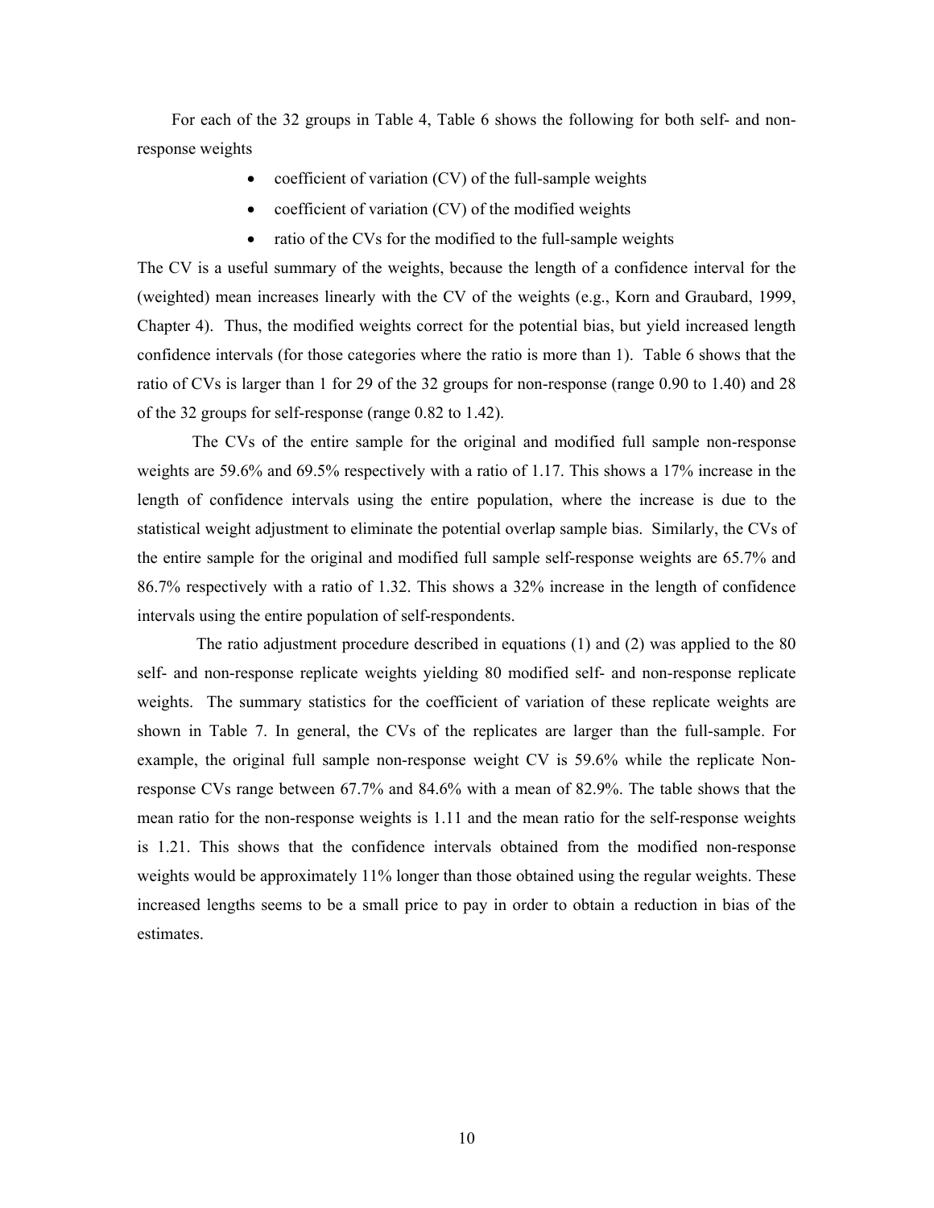For each of the 32 groups in Table 4, Table 6 shows the following for both self- and non-response weights

- coefficient of variation (CV) of the full-sample weights
- coefficient of variation (CV) of the modified weights
- ratio of the CVs for the modified to the full-sample weights

The CV is a useful summary of the weights, because the length of a confidence interval for the (weighted) mean increases linearly with the CV of the weights (e.g., Korn and Graubard, 1999, Chapter 4). Thus, the modified weights correct for the potential bias, but yield increased length confidence intervals (for those categories where the ratio is more than 1). Table 6 shows that the ratio of CVs is larger than 1 for 29 of the 32 groups for non-response (range 0.90 to 1.40) and 28 of the 32 groups for self-response (range 0.82 to 1.42).

The CVs of the entire sample for the original and modified full sample non-response weights are 59.6% and 69.5% respectively with a ratio of 1.17. This shows a 17% increase in the length of confidence intervals using the entire population, where the increase is due to the statistical weight adjustment to eliminate the potential overlap sample bias. Similarly, the CVs of the entire sample for the original and modified full sample self-response weights are 65.7% and 86.7% respectively with a ratio of 1.32. This shows a 32% increase in the length of confidence intervals using the entire population of self-respondents.

The ratio adjustment procedure described in equations (1) and (2) was applied to the 80 self- and non-response replicate weights yielding 80 modified self- and non-response replicate weights. The summary statistics for the coefficient of variation of these replicate weights are shown in Table 7. In general, the CVs of the replicates are larger than the full-sample. For example, the original full sample non-response weight CV is 59.6% while the replicate Non-response CVs range between 67.7% and 84.6% with a mean of 82.9%. The table shows that the mean ratio for the non-response weights is 1.11 and the mean ratio for the self-response weights is 1.21. This shows that the confidence intervals obtained from the modified non-response weights would be approximately 11% longer than those obtained using the regular weights. These increased lengths seems to be a small price to pay in order to obtain a reduction in bias of the estimates.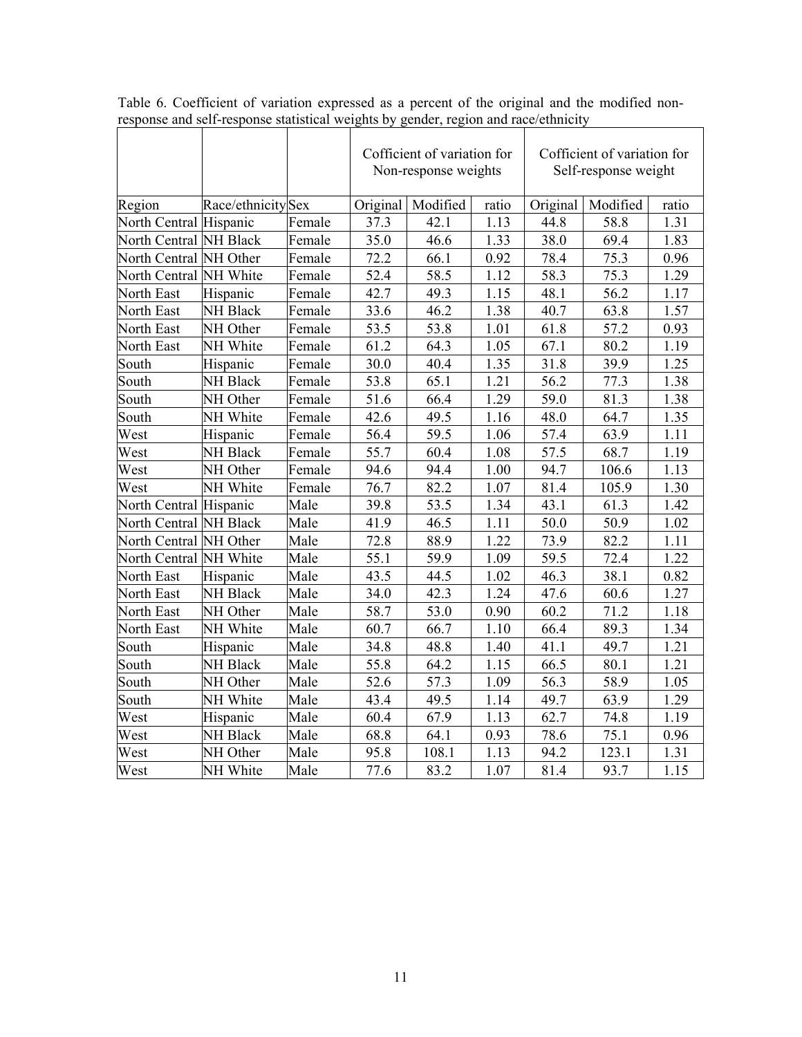Table 6. Coefficient of variation expressed as a percent of the original and the modified non-response and self-response statistical weights by gender, region and race/ethnicity

| | | | Cofficient of variation for Non-response weights | | | Cofficient of variation for Self-response weight | | |
|---|---|---|---|---|---|---|---|---|
| Region | Race/ethnicity | Sex | Original | Modified | ratio | Original | Modified | ratio |
| North Central | Hispanic | Female | 37.3 | 42.1 | 1.13 | 44.8 | 58.8 | 1.31 |
| North Central | NH Black | Female | 35.0 | 46.6 | 1.33 | 38.0 | 69.4 | 1.83 |
| North Central | NH Other | Female | 72.2 | 66.1 | 0.92 | 78.4 | 75.3 | 0.96 |
| North Central | NH White | Female | 52.4 | 58.5 | 1.12 | 58.3 | 75.3 | 1.29 |
| North East | Hispanic | Female | 42.7 | 49.3 | 1.15 | 48.1 | 56.2 | 1.17 |
| North East | NH Black | Female | 33.6 | 46.2 | 1.38 | 40.7 | 63.8 | 1.57 |
| North East | NH Other | Female | 53.5 | 53.8 | 1.01 | 61.8 | 57.2 | 0.93 |
| North East | NH White | Female | 61.2 | 64.3 | 1.05 | 67.1 | 80.2 | 1.19 |
| South | Hispanic | Female | 30.0 | 40.4 | 1.35 | 31.8 | 39.9 | 1.25 |
| South | NH Black | Female | 53.8 | 65.1 | 1.21 | 56.2 | 77.3 | 1.38 |
| South | NH Other | Female | 51.6 | 66.4 | 1.29 | 59.0 | 81.3 | 1.38 |
| South | NH White | Female | 42.6 | 49.5 | 1.16 | 48.0 | 64.7 | 1.35 |
| West | Hispanic | Female | 56.4 | 59.5 | 1.06 | 57.4 | 63.9 | 1.11 |
| West | NH Black | Female | 55.7 | 60.4 | 1.08 | 57.5 | 68.7 | 1.19 |
| West | NH Other | Female | 94.6 | 94.4 | 1.00 | 94.7 | 106.6 | 1.13 |
| West | NH White | Female | 76.7 | 82.2 | 1.07 | 81.4 | 105.9 | 1.30 |
| North Central | Hispanic | Male | 39.8 | 53.5 | 1.34 | 43.1 | 61.3 | 1.42 |
| North Central | NH Black | Male | 41.9 | 46.5 | 1.11 | 50.0 | 50.9 | 1.02 |
| North Central | NH Other | Male | 72.8 | 88.9 | 1.22 | 73.9 | 82.2 | 1.11 |
| North Central | NH White | Male | 55.1 | 59.9 | 1.09 | 59.5 | 72.4 | 1.22 |
| North East | Hispanic | Male | 43.5 | 44.5 | 1.02 | 46.3 | 38.1 | 0.82 |
| North East | NH Black | Male | 34.0 | 42.3 | 1.24 | 47.6 | 60.6 | 1.27 |
| North East | NH Other | Male | 58.7 | 53.0 | 0.90 | 60.2 | 71.2 | 1.18 |
| North East | NH White | Male | 60.7 | 66.7 | 1.10 | 66.4 | 89.3 | 1.34 |
| South | Hispanic | Male | 34.8 | 48.8 | 1.40 | 41.1 | 49.7 | 1.21 |
| South | NH Black | Male | 55.8 | 64.2 | 1.15 | 66.5 | 80.1 | 1.21 |
| South | NH Other | Male | 52.6 | 57.3 | 1.09 | 56.3 | 58.9 | 1.05 |
| South | NH White | Male | 43.4 | 49.5 | 1.14 | 49.7 | 63.9 | 1.29 |
| West | Hispanic | Male | 60.4 | 67.9 | 1.13 | 62.7 | 74.8 | 1.19 |
| West | NH Black | Male | 68.8 | 64.1 | 0.93 | 78.6 | 75.1 | 0.96 |
| West | NH Other | Male | 95.8 | 108.1 | 1.13 | 94.2 | 123.1 | 1.31 |
| West | NH White | Male | 77.6 | 83.2 | 1.07 | 81.4 | 93.7 | 1.15 |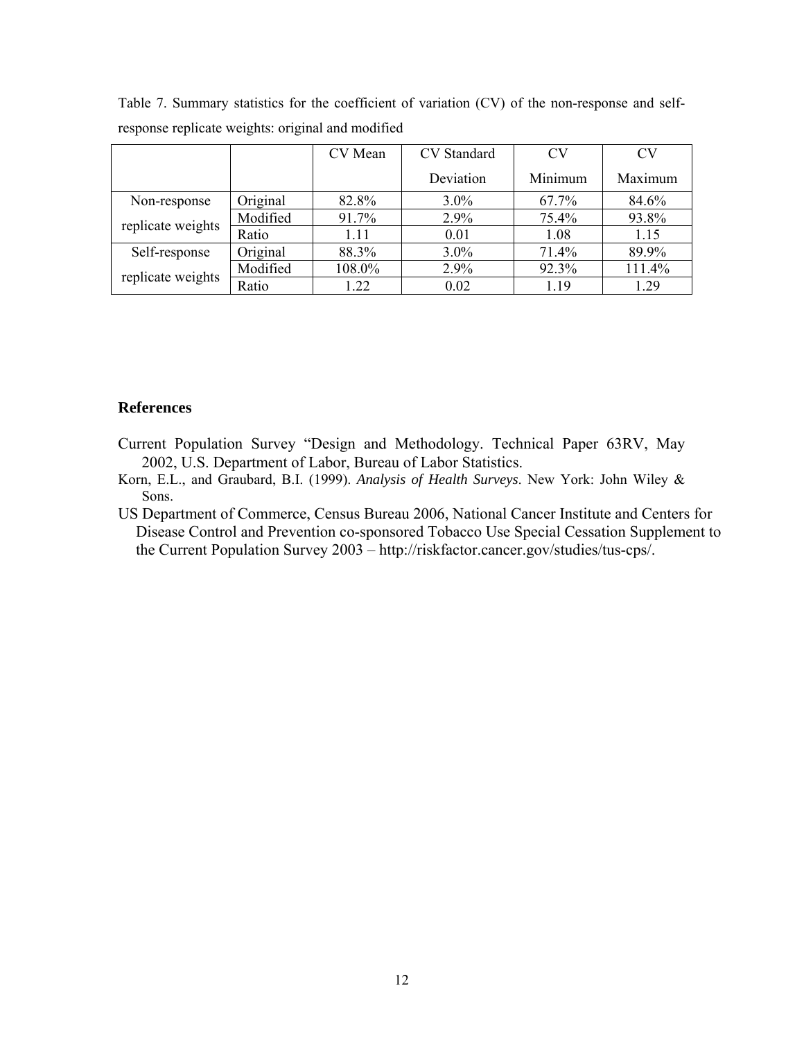Table 7. Summary statistics for the coefficient of variation (CV) of the non-response and self-response replicate weights: original and modified

| | | CV Mean | CV Standard Deviation | CV Minimum | CV Maximum |
|---|---|---|---|---|---|
| Non-response replicate weights | Original | 82.8% | 3.0% | 67.7% | 84.6% |
| | Modified | 91.7% | 2.9% | 75.4% | 93.8% |
| | Ratio | 1.11 | 0.01 | 1.08 | 1.15 |
| Self-response replicate weights | Original | 88.3% | 3.0% | 71.4% | 89.9% |
| | Modified | 108.0% | 2.9% | 92.3% | 111.4% |
| | Ratio | 1.22 | 0.02 | 1.19 | 1.29 |

## References

Current Population Survey "Design and Methodology. Technical Paper 63RV, May 2002, U.S. Department of Labor, Bureau of Labor Statistics.

Korn, E.L., and Graubard, B.I. (1999). *Analysis of Health Surveys*. New York: John Wiley & Sons.

US Department of Commerce, Census Bureau 2006, National Cancer Institute and Centers for Disease Control and Prevention co-sponsored Tobacco Use Special Cessation Supplement to the Current Population Survey 2003 – http://riskfactor.cancer.gov/studies/tus-cps/.